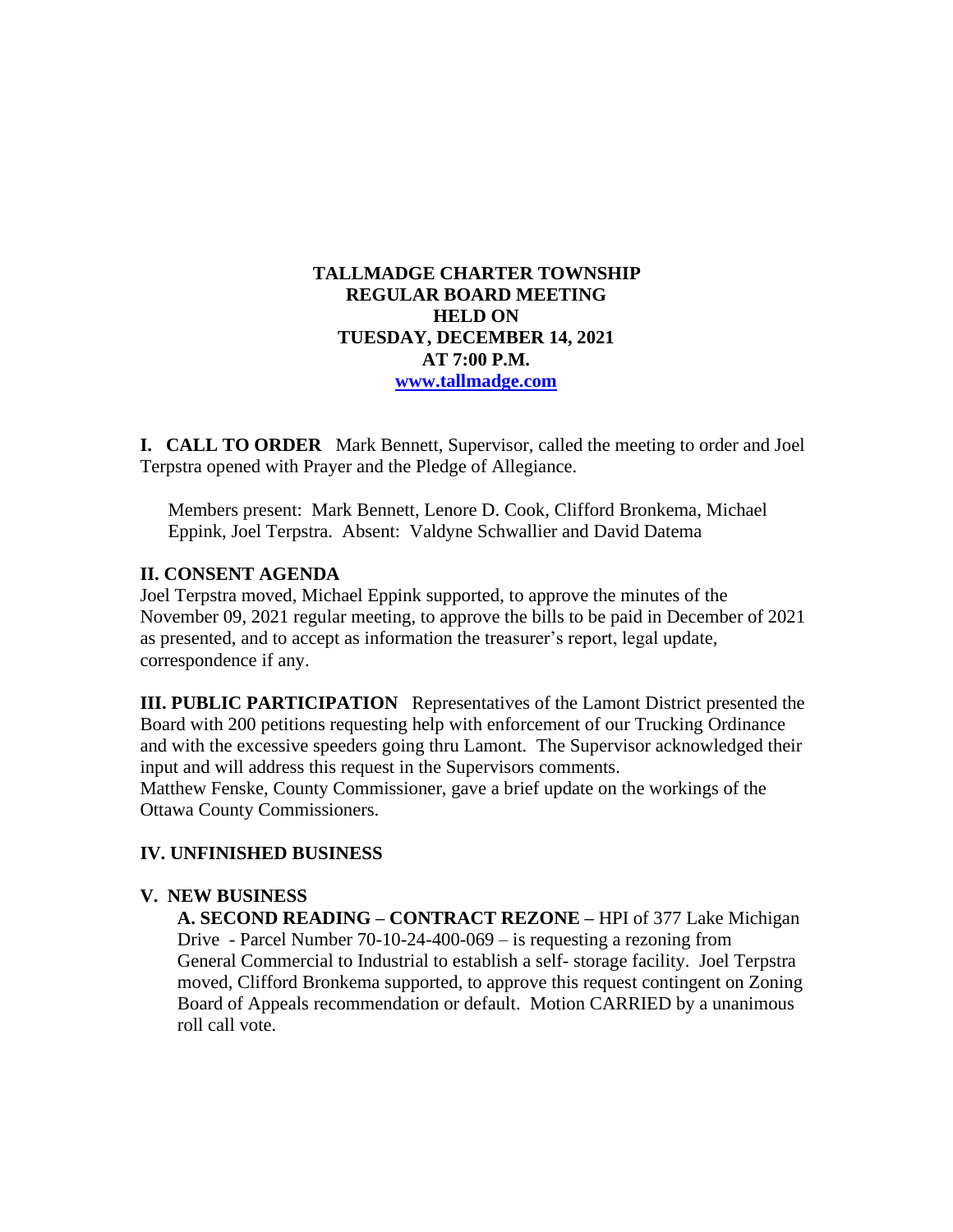**TALLMADGE CHARTER TOWNSHIP**
**REGULAR BOARD MEETING**
**HELD ON**
**TUESDAY, DECEMBER 14, 2021**
**AT 7:00 P.M.**
**[www.tallmadge.com](http://www.tallmadge.com)**

**I. CALL TO ORDER** Mark Bennett, Supervisor, called the meeting to order and Joel Terpstra opened with Prayer and the Pledge of Allegiance.

Members present: Mark Bennett, Lenore D. Cook, Clifford Bronkema, Michael Eppink, Joel Terpstra. Absent: Valdyne Schwallier and David Datema

## II. CONSENT AGENDA

Joel Terpstra moved, Michael Eppink supported, to approve the minutes of the November 09, 2021 regular meeting, to approve the bills to be paid in December of 2021 as presented, and to accept as information the treasurer's report, legal update, correspondence if any.

**III. PUBLIC PARTICIPATION** Representatives of the Lamont District presented the Board with 200 petitions requesting help with enforcement of our Trucking Ordinance and with the excessive speeders going thru Lamont. The Supervisor acknowledged their input and will address this request in the Supervisors comments.
Matthew Fenske, County Commissioner, gave a brief update on the workings of the Ottawa County Commissioners.

## IV. UNFINISHED BUSINESS

## V. NEW BUSINESS

**A. SECOND READING – CONTRACT REZONE –** HPI of 377 Lake Michigan Drive - Parcel Number 70-10-24-400-069 – is requesting a rezoning from General Commercial to Industrial to establish a self- storage facility. Joel Terpstra moved, Clifford Bronkema supported, to approve this request contingent on Zoning Board of Appeals recommendation or default. Motion CARRIED by a unanimous roll call vote.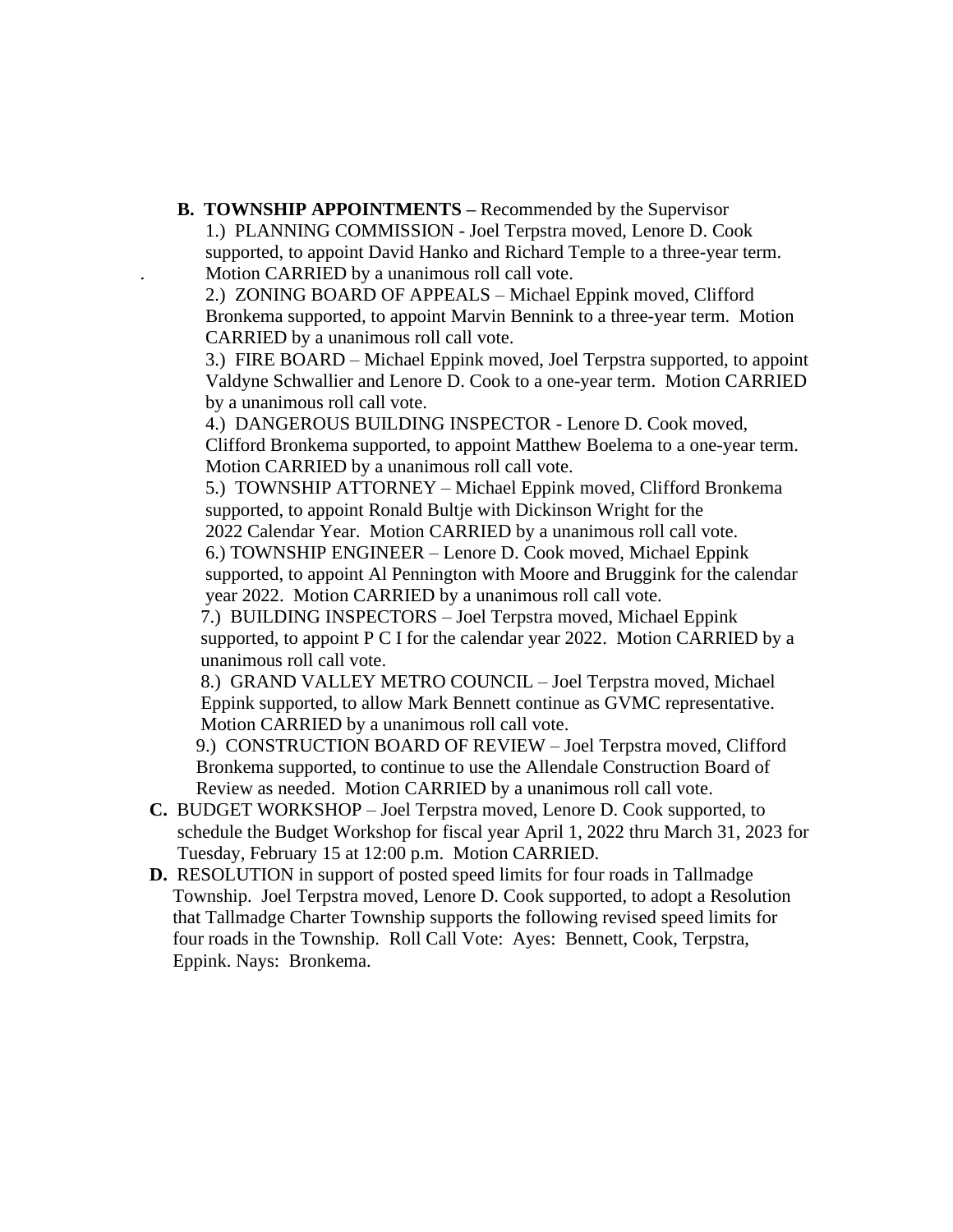**B. TOWNSHIP APPOINTMENTS –** Recommended by the Supervisor

1.) PLANNING COMMISSION - Joel Terpstra moved, Lenore D. Cook supported, to appoint David Hanko and Richard Temple to a three-year term. Motion CARRIED by a unanimous roll call vote.

2.) ZONING BOARD OF APPEALS – Michael Eppink moved, Clifford Bronkema supported, to appoint Marvin Bennink to a three-year term. Motion CARRIED by a unanimous roll call vote.

3.) FIRE BOARD – Michael Eppink moved, Joel Terpstra supported, to appoint Valdyne Schwallier and Lenore D. Cook to a one-year term. Motion CARRIED by a unanimous roll call vote.

4.) DANGEROUS BUILDING INSPECTOR - Lenore D. Cook moved, Clifford Bronkema supported, to appoint Matthew Boelema to a one-year term. Motion CARRIED by a unanimous roll call vote.

5.) TOWNSHIP ATTORNEY – Michael Eppink moved, Clifford Bronkema supported, to appoint Ronald Bultje with Dickinson Wright for the 2022 Calendar Year. Motion CARRIED by a unanimous roll call vote.

6.) TOWNSHIP ENGINEER – Lenore D. Cook moved, Michael Eppink supported, to appoint Al Pennington with Moore and Bruggink for the calendar year 2022. Motion CARRIED by a unanimous roll call vote.

7.) BUILDING INSPECTORS – Joel Terpstra moved, Michael Eppink supported, to appoint P C I for the calendar year 2022. Motion CARRIED by a unanimous roll call vote.

8.) GRAND VALLEY METRO COUNCIL – Joel Terpstra moved, Michael Eppink supported, to allow Mark Bennett continue as GVMC representative. Motion CARRIED by a unanimous roll call vote.

9.) CONSTRUCTION BOARD OF REVIEW – Joel Terpstra moved, Clifford Bronkema supported, to continue to use the Allendale Construction Board of Review as needed. Motion CARRIED by a unanimous roll call vote.

**C.** BUDGET WORKSHOP – Joel Terpstra moved, Lenore D. Cook supported, to schedule the Budget Workshop for fiscal year April 1, 2022 thru March 31, 2023 for Tuesday, February 15 at 12:00 p.m. Motion CARRIED.

**D.** RESOLUTION in support of posted speed limits for four roads in Tallmadge Township. Joel Terpstra moved, Lenore D. Cook supported, to adopt a Resolution that Tallmadge Charter Township supports the following revised speed limits for four roads in the Township. Roll Call Vote: Ayes: Bennett, Cook, Terpstra, Eppink. Nays: Bronkema.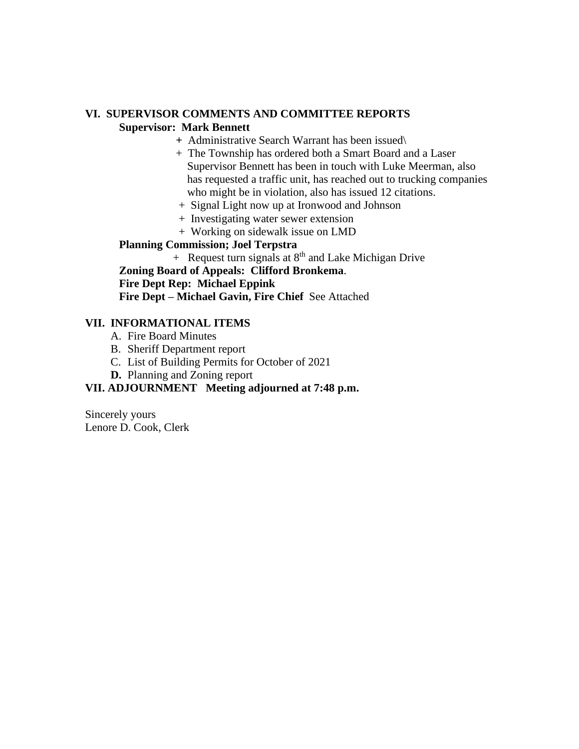**VI. SUPERVISOR COMMENTS AND COMMITTEE REPORTS**

**Supervisor: Mark Bennett**

+ Administrative Search Warrant has been issued\
+ The Township has ordered both a Smart Board and a Laser Supervisor Bennett has been in touch with Luke Meerman, also has requested a traffic unit, has reached out to trucking companies who might be in violation, also has issued 12 citations.
+ Signal Light now up at Ironwood and Johnson
+ Investigating water sewer extension
+ Working on sidewalk issue on LMD

**Planning Commission; Joel Terpstra**

+ Request turn signals at 8th and Lake Michigan Drive

**Zoning Board of Appeals: Clifford Bronkema**.

**Fire Dept Rep: Michael Eppink**

**Fire Dept – Michael Gavin, Fire Chief** See Attached

**VII. INFORMATIONAL ITEMS**

A. Fire Board Minutes
B. Sheriff Department report
C. List of Building Permits for October of 2021
**D.** Planning and Zoning report

**VII. ADJOURNMENT Meeting adjourned at 7:48 p.m.**

Sincerely yours
Lenore D. Cook, Clerk